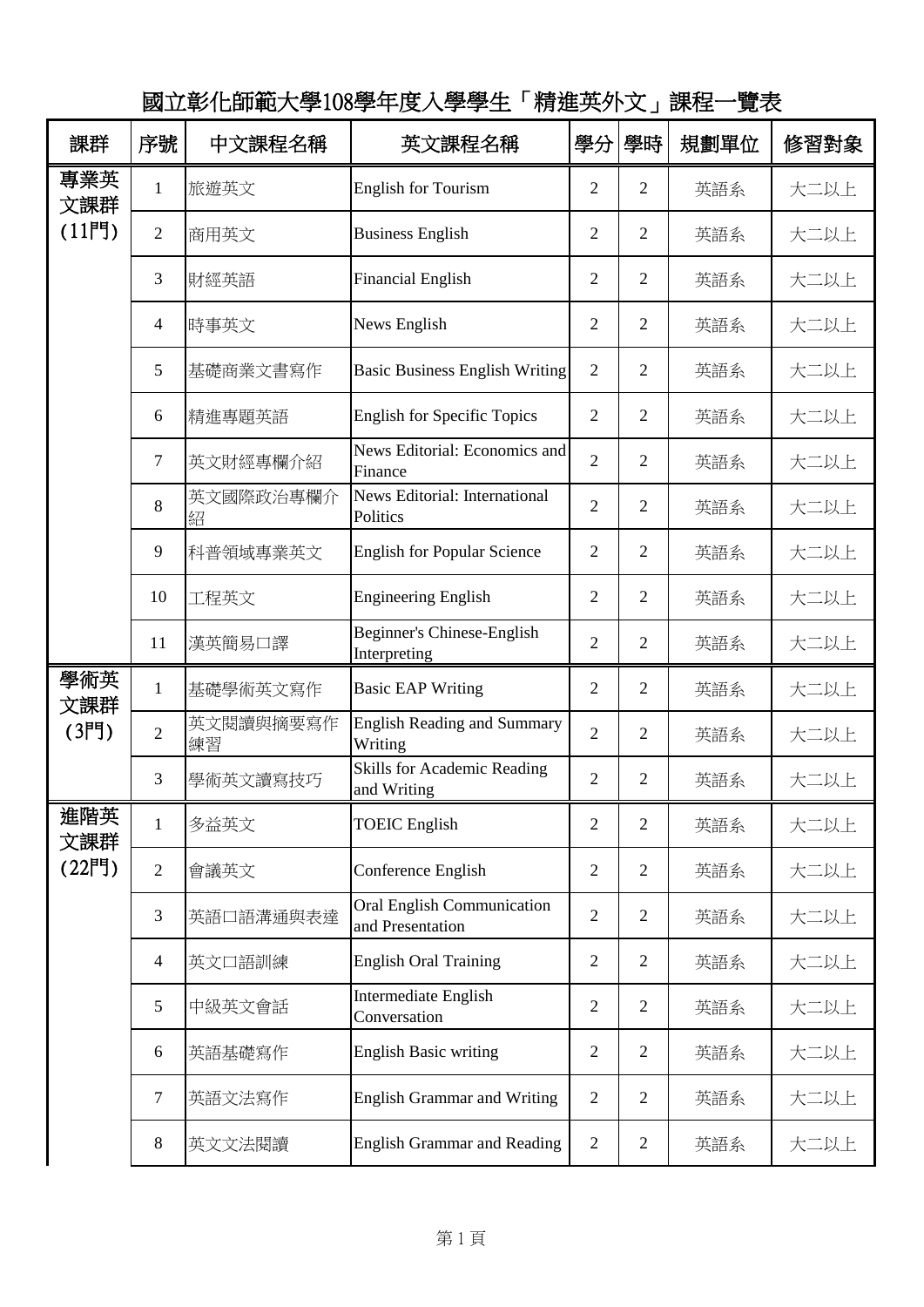# 國立彰化師範大學108學年度入學學生「精進英外文」課程一覽表

| 課群 | 序號 | 中文課程名稱 | 英文課程名稱 | 學分 | 學時 | 規劃單位 | 修習對象 |
|---|---|---|---|---|---|---|---|
| 專業英文課群 (11門) | 1 | 旅遊英文 | English for Tourism | 2 | 2 | 英語系 | 大二以上 |
| | 2 | 商用英文 | Business English | 2 | 2 | 英語系 | 大二以上 |
| | 3 | 財經英語 | Financial English | 2 | 2 | 英語系 | 大二以上 |
| | 4 | 時事英文 | News English | 2 | 2 | 英語系 | 大二以上 |
| | 5 | 基礎商業文書寫作 | Basic Business English Writing | 2 | 2 | 英語系 | 大二以上 |
| | 6 | 精進專題英語 | English for Specific Topics | 2 | 2 | 英語系 | 大二以上 |
| | 7 | 英文財經專欄介紹 | News Editorial: Economics and Finance | 2 | 2 | 英語系 | 大二以上 |
| | 8 | 英文國際政治專欄介紹 | News Editorial: International Politics | 2 | 2 | 英語系 | 大二以上 |
| | 9 | 科普領域專業英文 | English for Popular Science | 2 | 2 | 英語系 | 大二以上 |
| | 10 | 工程英文 | Engineering English | 2 | 2 | 英語系 | 大二以上 |
| | 11 | 漢英簡易口譯 | Beginner's Chinese-English Interpreting | 2 | 2 | 英語系 | 大二以上 |
| 學術英文課群 (3門) | 1 | 基礎學術英文寫作 | Basic EAP Writing | 2 | 2 | 英語系 | 大二以上 |
| | 2 | 英文閱讀與摘要寫作練習 | English Reading and Summary Writing | 2 | 2 | 英語系 | 大二以上 |
| | 3 | 學術英文讀寫技巧 | Skills for Academic Reading and Writing | 2 | 2 | 英語系 | 大二以上 |
| 進階英文課群 (22門) | 1 | 多益英文 | TOEIC English | 2 | 2 | 英語系 | 大二以上 |
| | 2 | 會議英文 | Conference English | 2 | 2 | 英語系 | 大二以上 |
| | 3 | 英語口語溝通與表達 | Oral English Communication and Presentation | 2 | 2 | 英語系 | 大二以上 |
| | 4 | 英文口語訓練 | English Oral Training | 2 | 2 | 英語系 | 大二以上 |
| | 5 | 中級英文會話 | Intermediate English Conversation | 2 | 2 | 英語系 | 大二以上 |
| | 6 | 英語基礎寫作 | English Basic writing | 2 | 2 | 英語系 | 大二以上 |
| | 7 | 英語文法寫作 | English Grammar and Writing | 2 | 2 | 英語系 | 大二以上 |
| | 8 | 英文文法閱讀 | English Grammar and Reading | 2 | 2 | 英語系 | 大二以上 |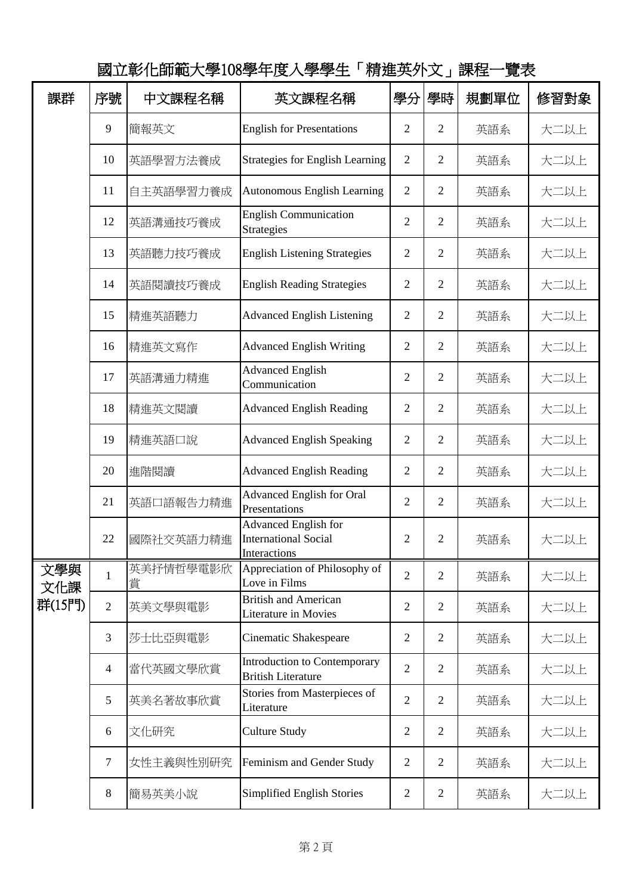# 國立彰化師範大學108學年度入學學生「精進英外文」課程一覽表

| 課群 | 序號 | 中文課程名稱 | 英文課程名稱 | 學分 | 學時 | 規劃單位 | 修習對象 |
|---|---|---|---|---|---|---|---|
| | 9 | 簡報英文 | English for Presentations | 2 | 2 | 英語系 | 大二以上 |
| | 10 | 英語學習方法養成 | Strategies for English Learning | 2 | 2 | 英語系 | 大二以上 |
| | 11 | 自主英語學習力養成 | Autonomous English Learning | 2 | 2 | 英語系 | 大二以上 |
| | 12 | 英語溝通技巧養成 | English Communication Strategies | 2 | 2 | 英語系 | 大二以上 |
| | 13 | 英語聽力技巧養成 | English Listening Strategies | 2 | 2 | 英語系 | 大二以上 |
| | 14 | 英語閱讀技巧養成 | English Reading Strategies | 2 | 2 | 英語系 | 大二以上 |
| | 15 | 精進英語聽力 | Advanced English Listening | 2 | 2 | 英語系 | 大二以上 |
| | 16 | 精進英文寫作 | Advanced English Writing | 2 | 2 | 英語系 | 大二以上 |
| | 17 | 英語溝通力精進 | Advanced English Communication | 2 | 2 | 英語系 | 大二以上 |
| | 18 | 精進英文閱讀 | Advanced English Reading | 2 | 2 | 英語系 | 大二以上 |
| | 19 | 精進英語口說 | Advanced English Speaking | 2 | 2 | 英語系 | 大二以上 |
| | 20 | 進階閱讀 | Advanced English Reading | 2 | 2 | 英語系 | 大二以上 |
| | 21 | 英語口語報告力精進 | Advanced English for Oral Presentations | 2 | 2 | 英語系 | 大二以上 |
| | 22 | 國際社交英語力精進 | Advanced English for International Social Interactions | 2 | 2 | 英語系 | 大二以上 |
| 文學與文化課群(15門) | 1 | 英美抒情哲學電影欣賞 | Appreciation of Philosophy of Love in Films | 2 | 2 | 英語系 | 大二以上 |
| | 2 | 英美文學與電影 | British and American Literature in Movies | 2 | 2 | 英語系 | 大二以上 |
| | 3 | 莎士比亞與電影 | Cinematic Shakespeare | 2 | 2 | 英語系 | 大二以上 |
| | 4 | 當代英國文學欣賞 | Introduction to Contemporary British Literature | 2 | 2 | 英語系 | 大二以上 |
| | 5 | 英美名著故事欣賞 | Stories from Masterpieces of Literature | 2 | 2 | 英語系 | 大二以上 |
| | 6 | 文化研究 | Culture Study | 2 | 2 | 英語系 | 大二以上 |
| | 7 | 女性主義與性別研究 | Feminism and Gender Study | 2 | 2 | 英語系 | 大二以上 |
| | 8 | 簡易英美小說 | Simplified English Stories | 2 | 2 | 英語系 | 大二以上 |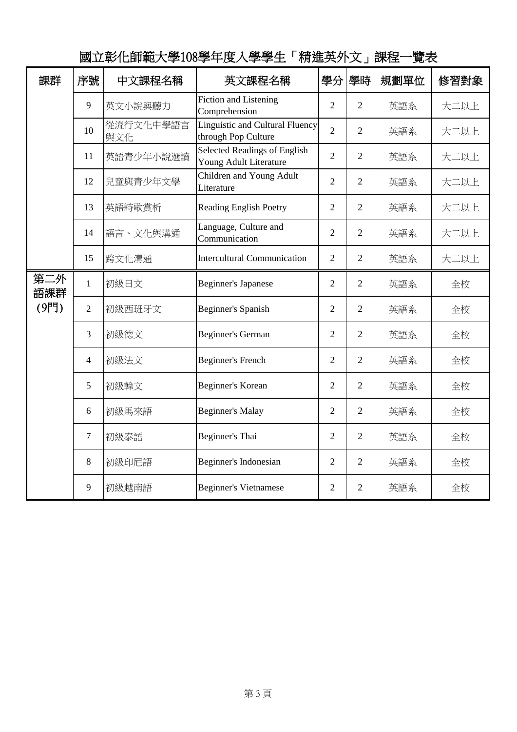# 國立彰化師範大學108學年度入學學生「精進英外文」課程一覽表

| 課群 | 序號 | 中文課程名稱 | 英文課程名稱 | 學分 | 學時 | 規劃單位 | 修習對象 |
|---|---|---|---|---|---|---|---|
| | 9 | 英文小說與聽力 | Fiction and Listening Comprehension | 2 | 2 | 英語系 | 大二以上 |
| | 10 | 從流行文化中學語言與文化 | Linguistic and Cultural Fluency through Pop Culture | 2 | 2 | 英語系 | 大二以上 |
| | 11 | 英語青少年小說選讀 | Selected Readings of English Young Adult Literature | 2 | 2 | 英語系 | 大二以上 |
| | 12 | 兒童與青少年文學 | Children and Young Adult Literature | 2 | 2 | 英語系 | 大二以上 |
| | 13 | 英語詩歌賞析 | Reading English Poetry | 2 | 2 | 英語系 | 大二以上 |
| | 14 | 語言、文化與溝通 | Language, Culture and Communication | 2 | 2 | 英語系 | 大二以上 |
| | 15 | 跨文化溝通 | Intercultural Communication | 2 | 2 | 英語系 | 大二以上 |
| 第二外語課群 (9門) | 1 | 初級日文 | Beginner's Japanese | 2 | 2 | 英語系 | 全校 |
| | 2 | 初級西班牙文 | Beginner's Spanish | 2 | 2 | 英語系 | 全校 |
| | 3 | 初級德文 | Beginner's German | 2 | 2 | 英語系 | 全校 |
| | 4 | 初級法文 | Beginner's French | 2 | 2 | 英語系 | 全校 |
| | 5 | 初級韓文 | Beginner's Korean | 2 | 2 | 英語系 | 全校 |
| | 6 | 初級馬來語 | Beginner's Malay | 2 | 2 | 英語系 | 全校 |
| | 7 | 初級泰語 | Beginner's Thai | 2 | 2 | 英語系 | 全校 |
| | 8 | 初級印尼語 | Beginner's Indonesian | 2 | 2 | 英語系 | 全校 |
| | 9 | 初級越南語 | Beginner's Vietnamese | 2 | 2 | 英語系 | 全校 |